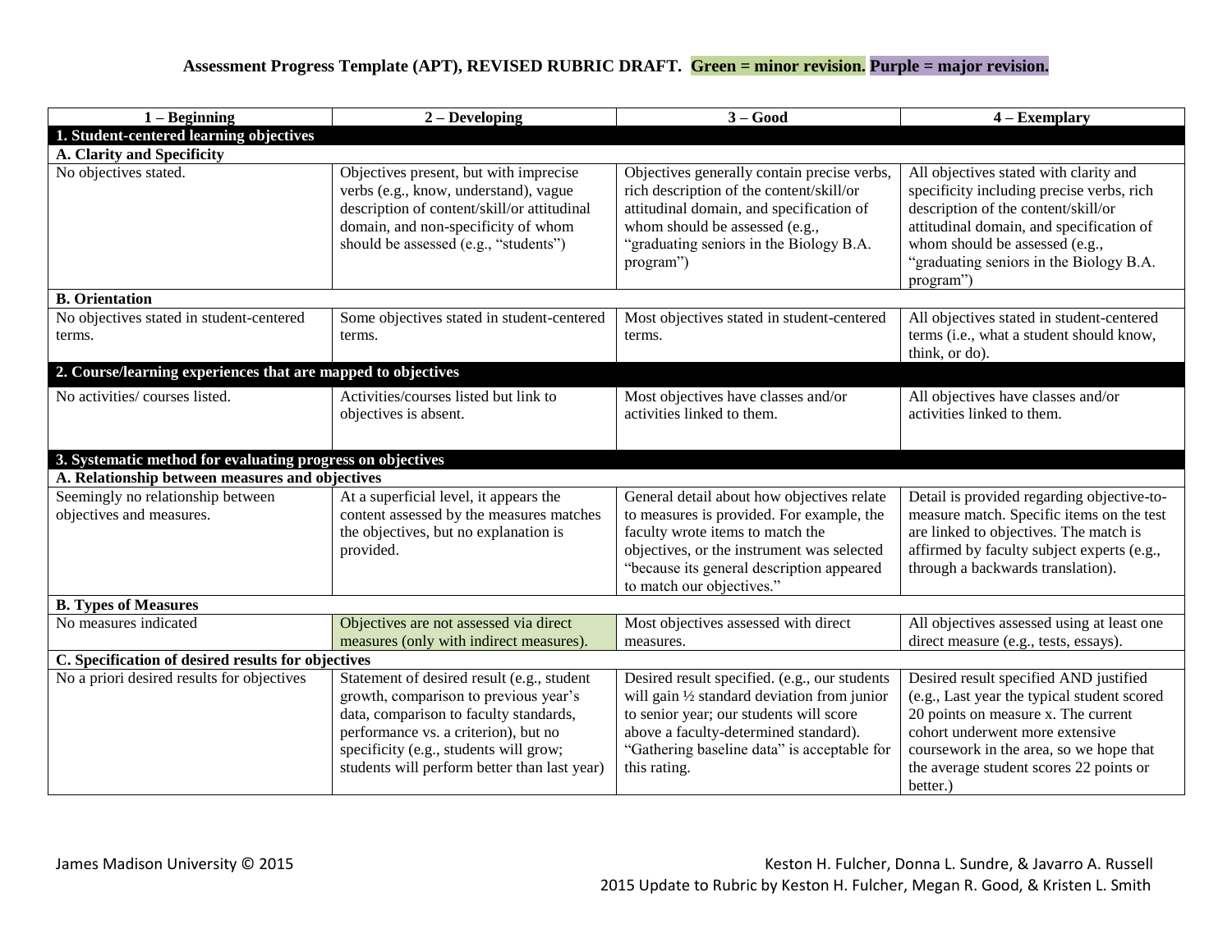**Assessment Progress Template (APT), REVISED RUBRIC DRAFT. Green = minor revision. Purple = major revision.**

| 1 – Beginning | 2 – Developing | 3 – Good | 4 – Exemplary |
|---|---|---|---|
| **1. Student-centered learning objectives** | | | |
| **A. Clarity and Specificity** | | | |
| No objectives stated. | Objectives present, but with imprecise verbs (e.g., know, understand), vague description of content/skill/or attitudinal domain, and non-specificity of whom should be assessed (e.g., "students") | Objectives generally contain precise verbs, rich description of the content/skill/or attitudinal domain, and specification of whom should be assessed (e.g., "graduating seniors in the Biology B.A. program") | All objectives stated with clarity and specificity including precise verbs, rich description of the content/skill/or attitudinal domain, and specification of whom should be assessed (e.g., "graduating seniors in the Biology B.A. program") |
| **B. Orientation** | | | |
| No objectives stated in student-centered terms. | Some objectives stated in student-centered terms. | Most objectives stated in student-centered terms. | All objectives stated in student-centered terms (i.e., what a student should know, think, or do). |
| **2. Course/learning experiences that are mapped to objectives** | | | |
| No activities/ courses listed. | Activities/courses listed but link to objectives is absent. | Most objectives have classes and/or activities linked to them. | All objectives have classes and/or activities linked to them. |
| **3. Systematic method for evaluating progress on objectives** | | | |
| **A. Relationship between measures and objectives** | | | |
| Seemingly no relationship between objectives and measures. | At a superficial level, it appears the content assessed by the measures matches the objectives, but no explanation is provided. | General detail about how objectives relate to measures is provided. For example, the faculty wrote items to match the objectives, or the instrument was selected "because its general description appeared to match our objectives." | Detail is provided regarding objective-to-measure match. Specific items on the test are linked to objectives. The match is affirmed by faculty subject experts (e.g., through a backwards translation). |
| **B. Types of Measures** | | | |
| No measures indicated | Objectives are not assessed via direct measures (only with indirect measures). | Most objectives assessed with direct measures. | All objectives assessed using at least one direct measure (e.g., tests, essays). |
| **C. Specification of desired results for objectives** | | | |
| No a priori desired results for objectives | Statement of desired result (e.g., student growth, comparison to previous year's data, comparison to faculty standards, performance vs. a criterion), but no specificity (e.g., students will grow; students will perform better than last year) | Desired result specified. (e.g., our students will gain ½ standard deviation from junior to senior year; our students will score above a faculty-determined standard). "Gathering baseline data" is acceptable for this rating. | Desired result specified AND justified (e.g., Last year the typical student scored 20 points on measure x. The current cohort underwent more extensive coursework in the area, so we hope that the average student scores 22 points or better.) |

James Madison University © 2015

Keston H. Fulcher, Donna L. Sundre, & Javarro A. Russell
2015 Update to Rubric by Keston H. Fulcher, Megan R. Good, & Kristen L. Smith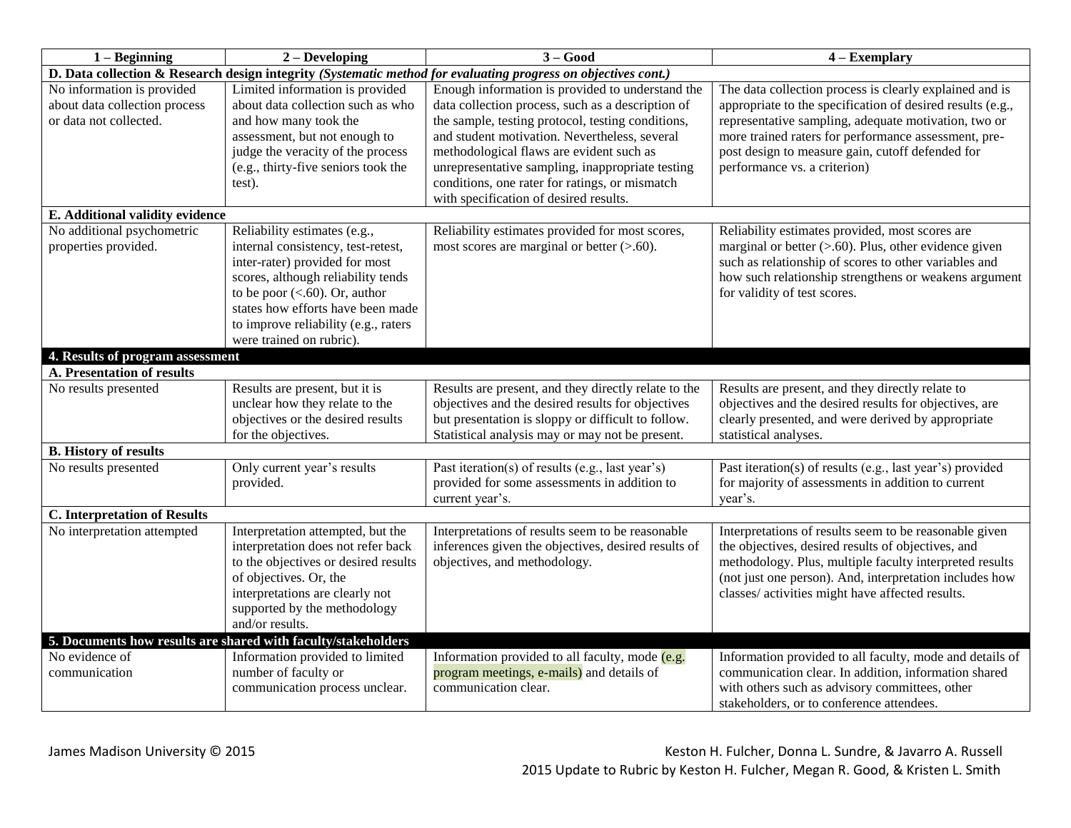| 1 – Beginning | 2 – Developing | 3 – Good | 4 – Exemplary |
|---|---|---|---|
| **D. Data collection & Research design integrity** ***(Systematic method for evaluating progress on objectives cont.)*** | | | |
| No information is provided about data collection process or data not collected. | Limited information is provided about data collection such as who and how many took the assessment, but not enough to judge the veracity of the process (e.g., thirty-five seniors took the test). | Enough information is provided to understand the data collection process, such as a description of the sample, testing protocol, testing conditions, and student motivation. Nevertheless, several methodological flaws are evident such as unrepresentative sampling, inappropriate testing conditions, one rater for ratings, or mismatch with specification of desired results. | The data collection process is clearly explained and is appropriate to the specification of desired results (e.g., representative sampling, adequate motivation, two or more trained raters for performance assessment, pre-post design to measure gain, cutoff defended for performance vs. a criterion) |
| **E. Additional validity evidence** | | | |
| No additional psychometric properties provided. | Reliability estimates (e.g., internal consistency, test-retest, inter-rater) provided for most scores, although reliability tends to be poor (<.60). Or, author states how efforts have been made to improve reliability (e.g., raters were trained on rubric). | Reliability estimates provided for most scores, most scores are marginal or better (>.60). | Reliability estimates provided, most scores are marginal or better (>.60). Plus, other evidence given such as relationship of scores to other variables and how such relationship strengthens or weakens argument for validity of test scores. |
| **4. Results of program assessment** | | | |
| **A. Presentation of results** | | | |
| No results presented | Results are present, but it is unclear how they relate to the objectives or the desired results for the objectives. | Results are present, and they directly relate to the objectives and the desired results for objectives but presentation is sloppy or difficult to follow. Statistical analysis may or may not be present. | Results are present, and they directly relate to objectives and the desired results for objectives, are clearly presented, and were derived by appropriate statistical analyses. |
| **B. History of results** | | | |
| No results presented | Only current year's results provided. | Past iteration(s) of results (e.g., last year's) provided for some assessments in addition to current year's. | Past iteration(s) of results (e.g., last year's) provided for majority of assessments in addition to current year's. |
| **C. Interpretation of Results** | | | |
| No interpretation attempted | Interpretation attempted, but the interpretation does not refer back to the objectives or desired results of objectives. Or, the interpretations are clearly not supported by the methodology and/or results. | Interpretations of results seem to be reasonable inferences given the objectives, desired results of objectives, and methodology. | Interpretations of results seem to be reasonable given the objectives, desired results of objectives, and methodology. Plus, multiple faculty interpreted results (not just one person). And, interpretation includes how classes/ activities might have affected results. |
| **5. Documents how results are shared with faculty/stakeholders** | | | |
| No evidence of communication | Information provided to limited number of faculty or communication process unclear. | Information provided to all faculty, mode (e.g. program meetings, e-mails) and details of communication clear. | Information provided to all faculty, mode and details of communication clear. In addition, information shared with others such as advisory committees, other stakeholders, or to conference attendees. |

James Madison University © 2015

Keston H. Fulcher, Donna L. Sundre, & Javarro A. Russell
2015 Update to Rubric by Keston H. Fulcher, Megan R. Good, & Kristen L. Smith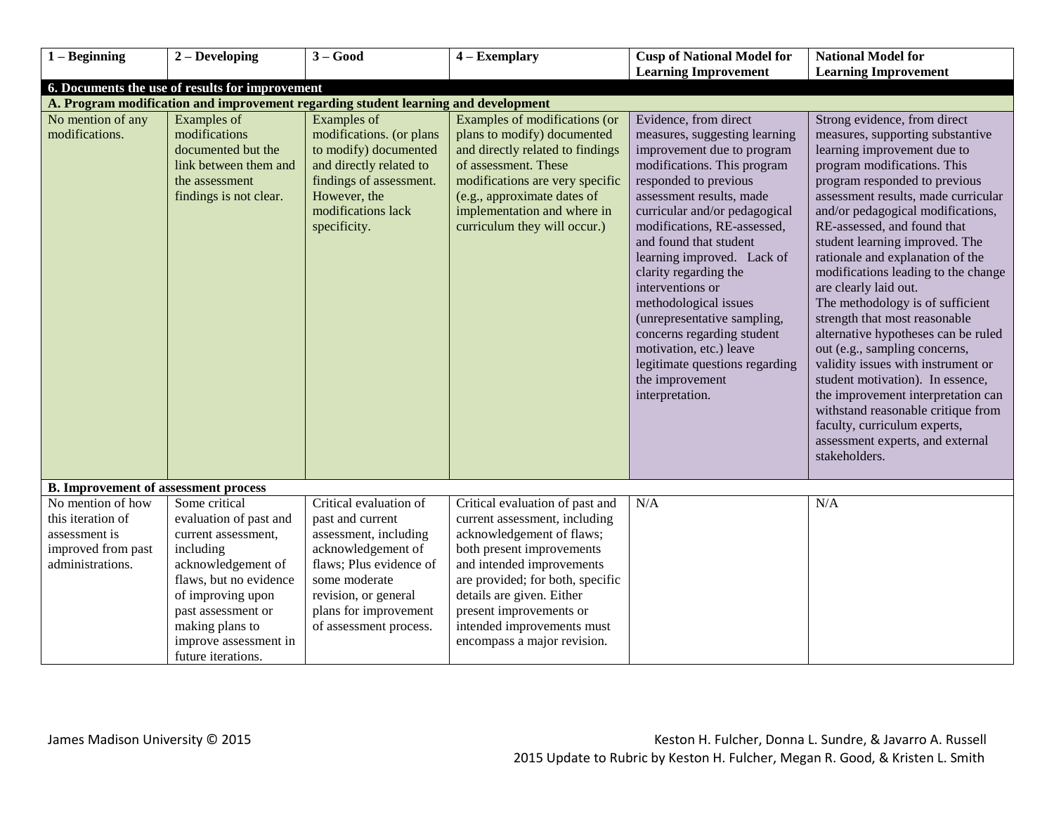| 1 – Beginning | 2 – Developing | 3 – Good | 4 – Exemplary | Cusp of National Model for Learning Improvement | National Model for Learning Improvement |
|---|---|---|---|---|---|
| **6. Documents the use of results for improvement** | | | | | |
| **A. Program modification and improvement regarding student learning and development** | | | | | |
| No mention of any modifications. | Examples of modifications documented but the link between them and the assessment findings is not clear. | Examples of modifications. (or plans to modify) documented and directly related to findings of assessment. However, the modifications lack specificity. | Examples of modifications (or plans to modify) documented and directly related to findings of assessment. These modifications are very specific (e.g., approximate dates of implementation and where in curriculum they will occur.) | Evidence, from direct measures, suggesting learning improvement due to program modifications. This program responded to previous assessment results, made curricular and/or pedagogical modifications, RE-assessed, and found that student learning improved. Lack of clarity regarding the interventions or methodological issues (unrepresentative sampling, concerns regarding student motivation, etc.) leave legitimate questions regarding the improvement interpretation. | Strong evidence, from direct measures, supporting substantive learning improvement due to program modifications. This program responded to previous assessment results, made curricular and/or pedagogical modifications, RE-assessed, and found that student learning improved. The rationale and explanation of the modifications leading to the change are clearly laid out. The methodology is of sufficient strength that most reasonable alternative hypotheses can be ruled out (e.g., sampling concerns, validity issues with instrument or student motivation). In essence, the improvement interpretation can withstand reasonable critique from faculty, curriculum experts, assessment experts, and external stakeholders. |
| **B. Improvement of assessment process** | | | | | |
| No mention of how this iteration of assessment is improved from past administrations. | Some critical evaluation of past and current assessment, including acknowledgement of flaws, but no evidence of improving upon past assessment or making plans to improve assessment in future iterations. | Critical evaluation of past and current assessment, including acknowledgement of flaws; Plus evidence of some moderate revision, or general plans for improvement of assessment process. | Critical evaluation of past and current assessment, including acknowledgement of flaws; both present improvements and intended improvements are provided; for both, specific details are given. Either present improvements or intended improvements must encompass a major revision. | N/A | N/A |

James Madison University © 2015

Keston H. Fulcher, Donna L. Sundre, & Javarro A. Russell
2015 Update to Rubric by Keston H. Fulcher, Megan R. Good, & Kristen L. Smith